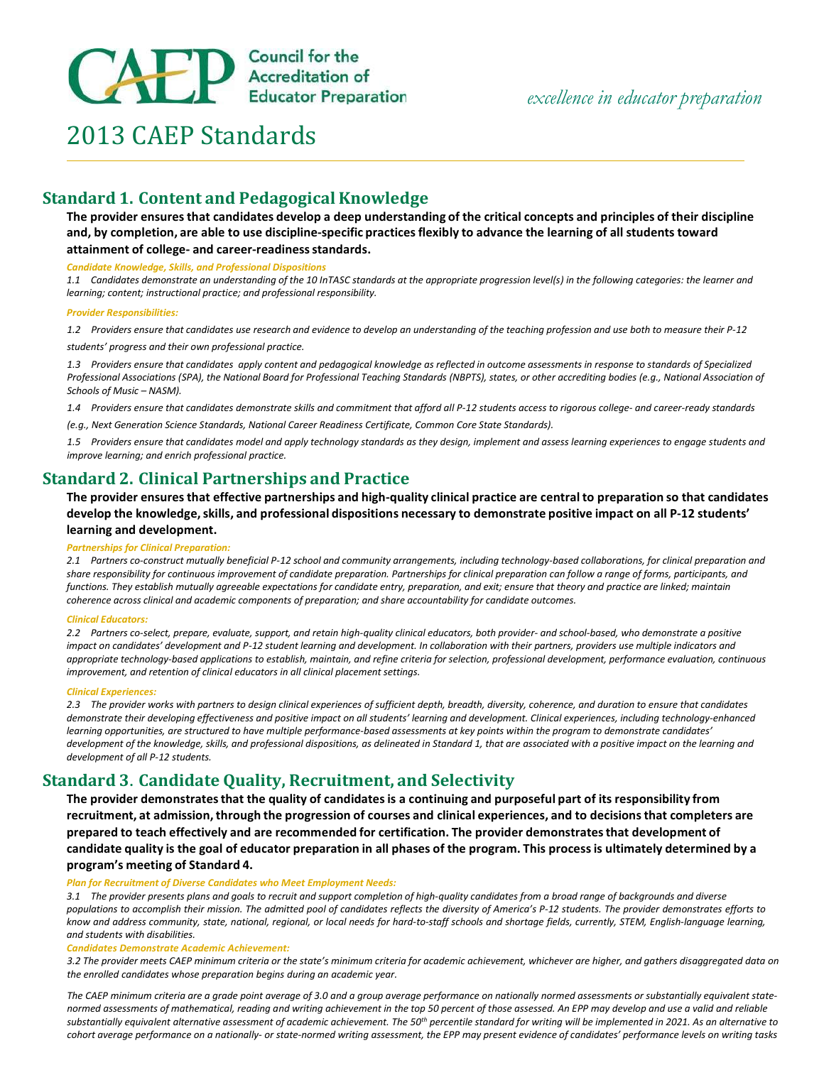Council for the Accreditation of Educator Preparation

*excellence in educator preparation*

# 2013 CAEP Standards

## Standard 1. Content and Pedagogical Knowledge

**The provider ensures that candidates develop a deep understanding of the critical concepts and principles of their discipline and, by completion, are able to use discipline-specific practices flexibly to advance the learning of all students toward attainment of college- and career-readiness standards.**

***Candidate Knowledge, Skills, and Professional Dispositions***

*1.1 Candidates demonstrate an understanding of the 10 InTASC standards at the appropriate progression level(s) in the following categories: the learner and learning; content; instructional practice; and professional responsibility.*

***Provider Responsibilities:***

*1.2 Providers ensure that candidates use research and evidence to develop an understanding of the teaching profession and use both to measure their P-12 students' progress and their own professional practice.*

*1.3 Providers ensure that candidates apply content and pedagogical knowledge as reflected in outcome assessments in response to standards of Specialized Professional Associations (SPA), the National Board for Professional Teaching Standards (NBPTS), states, or other accrediting bodies (e.g., National Association of Schools of Music – NASM).*

*1.4 Providers ensure that candidates demonstrate skills and commitment that afford all P-12 students access to rigorous college- and career-ready standards (e.g., Next Generation Science Standards, National Career Readiness Certificate, Common Core State Standards).*

*1.5 Providers ensure that candidates model and apply technology standards as they design, implement and assess learning experiences to engage students and improve learning; and enrich professional practice.*

## Standard 2. Clinical Partnerships and Practice

**The provider ensures that effective partnerships and high-quality clinical practice are central to preparation so that candidates develop the knowledge, skills, and professional dispositions necessary to demonstrate positive impact on all P-12 students' learning and development.**

***Partnerships for Clinical Preparation:***

*2.1 Partners co-construct mutually beneficial P-12 school and community arrangements, including technology-based collaborations, for clinical preparation and share responsibility for continuous improvement of candidate preparation. Partnerships for clinical preparation can follow a range of forms, participants, and functions. They establish mutually agreeable expectations for candidate entry, preparation, and exit; ensure that theory and practice are linked; maintain coherence across clinical and academic components of preparation; and share accountability for candidate outcomes.*

***Clinical Educators:***

*2.2 Partners co-select, prepare, evaluate, support, and retain high-quality clinical educators, both provider- and school-based, who demonstrate a positive impact on candidates' development and P-12 student learning and development. In collaboration with their partners, providers use multiple indicators and appropriate technology-based applications to establish, maintain, and refine criteria for selection, professional development, performance evaluation, continuous improvement, and retention of clinical educators in all clinical placement settings.*

***Clinical Experiences:***

*2.3 The provider works with partners to design clinical experiences of sufficient depth, breadth, diversity, coherence, and duration to ensure that candidates demonstrate their developing effectiveness and positive impact on all students' learning and development. Clinical experiences, including technology-enhanced learning opportunities, are structured to have multiple performance-based assessments at key points within the program to demonstrate candidates' development of the knowledge, skills, and professional dispositions, as delineated in Standard 1, that are associated with a positive impact on the learning and development of all P-12 students.*

## Standard 3. Candidate Quality, Recruitment, and Selectivity

**The provider demonstrates that the quality of candidates is a continuing and purposeful part of its responsibility from recruitment, at admission, through the progression of courses and clinical experiences, and to decisions that completers are prepared to teach effectively and are recommended for certification. The provider demonstrates that development of candidate quality is the goal of educator preparation in all phases of the program. This process is ultimately determined by a program's meeting of Standard 4.**

***Plan for Recruitment of Diverse Candidates who Meet Employment Needs:***

*3.1 The provider presents plans and goals to recruit and support completion of high-quality candidates from a broad range of backgrounds and diverse populations to accomplish their mission. The admitted pool of candidates reflects the diversity of America's P-12 students. The provider demonstrates efforts to know and address community, state, national, regional, or local needs for hard-to-staff schools and shortage fields, currently, STEM, English-language learning, and students with disabilities.*

***Candidates Demonstrate Academic Achievement:***

*3.2 The provider meets CAEP minimum criteria or the state's minimum criteria for academic achievement, whichever are higher, and gathers disaggregated data on the enrolled candidates whose preparation begins during an academic year.*

*The CAEP minimum criteria are a grade point average of 3.0 and a group average performance on nationally normed assessments or substantially equivalent state-normed assessments of mathematical, reading and writing achievement in the top 50 percent of those assessed. An EPP may develop and use a valid and reliable substantially equivalent alternative assessment of academic achievement. The 50th percentile standard for writing will be implemented in 2021. As an alternative to cohort average performance on a nationally- or state-normed writing assessment, the EPP may present evidence of candidates' performance levels on writing tasks*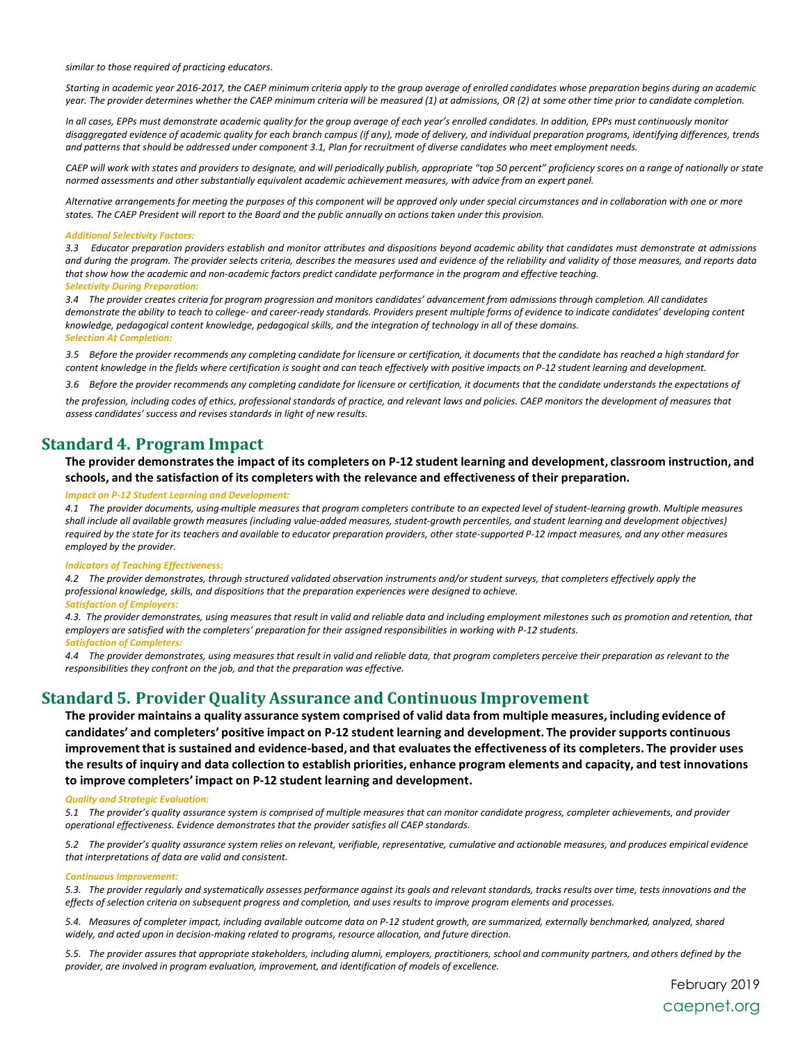*similar to those required of practicing educators.*

*Starting in academic year 2016-2017, the CAEP minimum criteria apply to the group average of enrolled candidates whose preparation begins during an academic year. The provider determines whether the CAEP minimum criteria will be measured (1) at admissions, OR (2) at some other time prior to candidate completion.*

*In all cases, EPPs must demonstrate academic quality for the group average of each year's enrolled candidates. In addition, EPPs must continuously monitor disaggregated evidence of academic quality for each branch campus (if any), mode of delivery, and individual preparation programs, identifying differences, trends and patterns that should be addressed under component 3.1, Plan for recruitment of diverse candidates who meet employment needs.*

*CAEP will work with states and providers to designate, and will periodically publish, appropriate "top 50 percent" proficiency scores on a range of nationally or state normed assessments and other substantially equivalent academic achievement measures, with advice from an expert panel.*

*Alternative arrangements for meeting the purposes of this component will be approved only under special circumstances and in collaboration with one or more states. The CAEP President will report to the Board and the public annually on actions taken under this provision.*

***Additional Selectivity Factors:***

*3.3 Educator preparation providers establish and monitor attributes and dispositions beyond academic ability that candidates must demonstrate at admissions and during the program. The provider selects criteria, describes the measures used and evidence of the reliability and validity of those measures, and reports data that show how the academic and non-academic factors predict candidate performance in the program and effective teaching.*

***Selectivity During Preparation:***

*3.4 The provider creates criteria for program progression and monitors candidates' advancement from admissions through completion. All candidates demonstrate the ability to teach to college- and career-ready standards. Providers present multiple forms of evidence to indicate candidates' developing content knowledge, pedagogical content knowledge, pedagogical skills, and the integration of technology in all of these domains.*

***Selection At Completion:***

*3.5 Before the provider recommends any completing candidate for licensure or certification, it documents that the candidate has reached a high standard for content knowledge in the fields where certification is sought and can teach effectively with positive impacts on P-12 student learning and development.*

*3.6 Before the provider recommends any completing candidate for licensure or certification, it documents that the candidate understands the expectations of the profession, including codes of ethics, professional standards of practice, and relevant laws and policies. CAEP monitors the development of measures that assess candidates' success and revises standards in light of new results.*

## Standard 4. Program Impact

**The provider demonstrates the impact of its completers on P-12 student learning and development, classroom instruction, and schools, and the satisfaction of its completers with the relevance and effectiveness of their preparation.**

***Impact on P-12 Student Learning and Development:***

*4.1 The provider documents, using multiple measures that program completers contribute to an expected level of student-learning growth. Multiple measures shall include all available growth measures (including value-added measures, student-growth percentiles, and student learning and development objectives) required by the state for its teachers and available to educator preparation providers, other state-supported P-12 impact measures, and any other measures employed by the provider.*

***Indicators of Teaching Effectiveness:***

*4.2 The provider demonstrates, through structured validated observation instruments and/or student surveys, that completers effectively apply the professional knowledge, skills, and dispositions that the preparation experiences were designed to achieve.*

***Satisfaction of Employers:***

*4.3. The provider demonstrates, using measures that result in valid and reliable data and including employment milestones such as promotion and retention, that employers are satisfied with the completers' preparation for their assigned responsibilities in working with P-12 students.*

***Satisfaction of Completers:***

*4.4 The provider demonstrates, using measures that result in valid and reliable data, that program completers perceive their preparation as relevant to the responsibilities they confront on the job, and that the preparation was effective.*

## Standard 5. Provider Quality Assurance and Continuous Improvement

**The provider maintains a quality assurance system comprised of valid data from multiple measures, including evidence of candidates' and completers' positive impact on P-12 student learning and development. The provider supports continuous improvement that is sustained and evidence-based, and that evaluates the effectiveness of its completers. The provider uses the results of inquiry and data collection to establish priorities, enhance program elements and capacity, and test innovations to improve completers' impact on P-12 student learning and development.**

***Quality and Strategic Evaluation:***

*5.1 The provider's quality assurance system is comprised of multiple measures that can monitor candidate progress, completer achievements, and provider operational effectiveness. Evidence demonstrates that the provider satisfies all CAEP standards.*

*5.2 The provider's quality assurance system relies on relevant, verifiable, representative, cumulative and actionable measures, and produces empirical evidence that interpretations of data are valid and consistent.*

***Continuous Improvement:***

*5.3. The provider regularly and systematically assesses performance against its goals and relevant standards, tracks results over time, tests innovations and the effects of selection criteria on subsequent progress and completion, and uses results to improve program elements and processes.*

*5.4. Measures of completer impact, including available outcome data on P-12 student growth, are summarized, externally benchmarked, analyzed, shared widely, and acted upon in decision-making related to programs, resource allocation, and future direction.*

*5.5. The provider assures that appropriate stakeholders, including alumni, employers, practitioners, school and community partners, and others defined by the provider, are involved in program evaluation, improvement, and identification of models of excellence.*

February 2019

caepnet.org